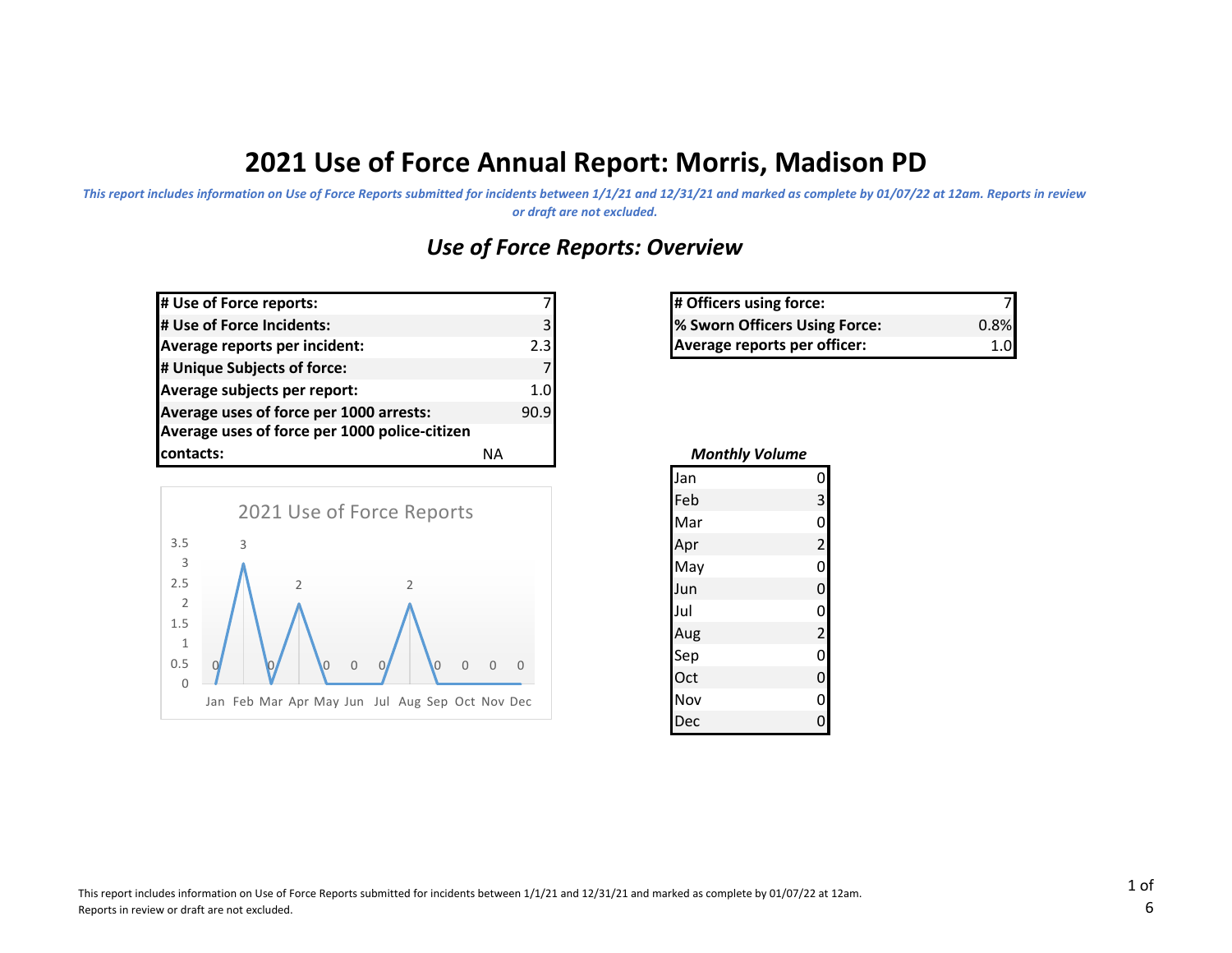# 2021 Use of Force Annual Report: Morris, Madison PD

*This report includes information on Use of Force Reports submitted for incidents between 1/1/21 and 12/31/21 and marked as complete by 01/07/22 at 12am. Reports in review or draft are not excluded.*

## *Use of Force Reports: Overview*

| | |
|---|---|
| **# Use of Force reports:** | 7 |
| **# Use of Force Incidents:** | 3 |
| **Average reports per incident:** | 2.3 |
| **# Unique Subjects of force:** | 7 |
| **Average subjects per report:** | 1.0 |
| **Average uses of force per 1000 arrests:** | 90.9 |
| **Average uses of force per 1000 police-citizen contacts:** | NA |

| | |
|---|---|
| **# Officers using force:** | 7 |
| **% Sworn Officers Using Force:** | 0.8% |
| **Average reports per officer:** | 1.0 |

2021 Use of Force Reports

| Jan | Feb | Mar | Apr | May | Jun | Jul | Aug | Sep | Oct | Nov | Dec |
|---|---|---|---|---|---|---|---|---|---|---|---|
| 0 | 3 | 0 | 2 | 0 | 0 | 0 | 2 | 0 | 0 | 0 | 0 |

***Monthly Volume***

| Month | Count |
|---|---|
| Jan | 0 |
| Feb | 3 |
| Mar | 0 |
| Apr | 2 |
| May | 0 |
| Jun | 0 |
| Jul | 0 |
| Aug | 2 |
| Sep | 0 |
| Oct | 0 |
| Nov | 0 |
| Dec | 0 |

This report includes information on Use of Force Reports submitted for incidents between 1/1/21 and 12/31/21 and marked as complete by 01/07/22 at 12am. Reports in review or draft are not excluded.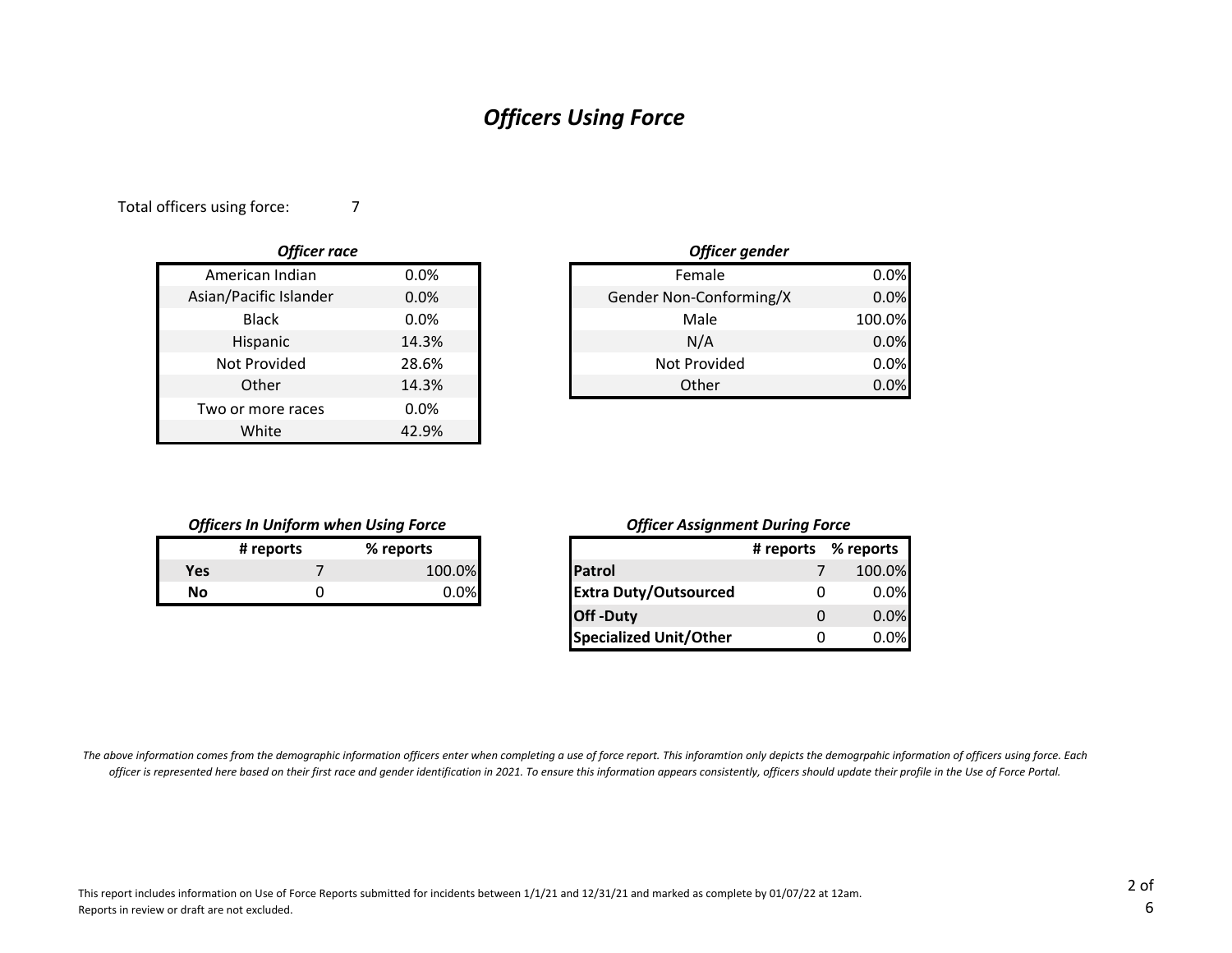# *Officers Using Force*

Total officers using force: 7

***Officer race***

| Race | % |
|---|---|
| American Indian | 0.0% |
| Asian/Pacific Islander | 0.0% |
| Black | 0.0% |
| Hispanic | 14.3% |
| Not Provided | 28.6% |
| Other | 14.3% |
| Two or more races | 0.0% |
| White | 42.9% |

***Officer gender***

| Gender | % |
|---|---|
| Female | 0.0% |
| Gender Non-Conforming/X | 0.0% |
| Male | 100.0% |
| N/A | 0.0% |
| Not Provided | 0.0% |
| Other | 0.0% |

***Officers In Uniform when Using Force***

| | # reports | % reports |
|---|---|---|
| **Yes** | 7 | 100.0% |
| **No** | 0 | 0.0% |

***Officer Assignment During Force***

| | # reports | % reports |
|---|---|---|
| **Patrol** | 7 | 100.0% |
| **Extra Duty/Outsourced** | 0 | 0.0% |
| **Off -Duty** | 0 | 0.0% |
| **Specialized Unit/Other** | 0 | 0.0% |

*The above information comes from the demographic information officers enter when completing a use of force report. This inforamtion only depicts the demogrpahic information of officers using force. Each officer is represented here based on their first race and gender identification in 2021. To ensure this information appears consistently, officers should update their profile in the Use of Force Portal.*

This report includes information on Use of Force Reports submitted for incidents between 1/1/21 and 12/31/21 and marked as complete by 01/07/22 at 12am. Reports in review or draft are not excluded.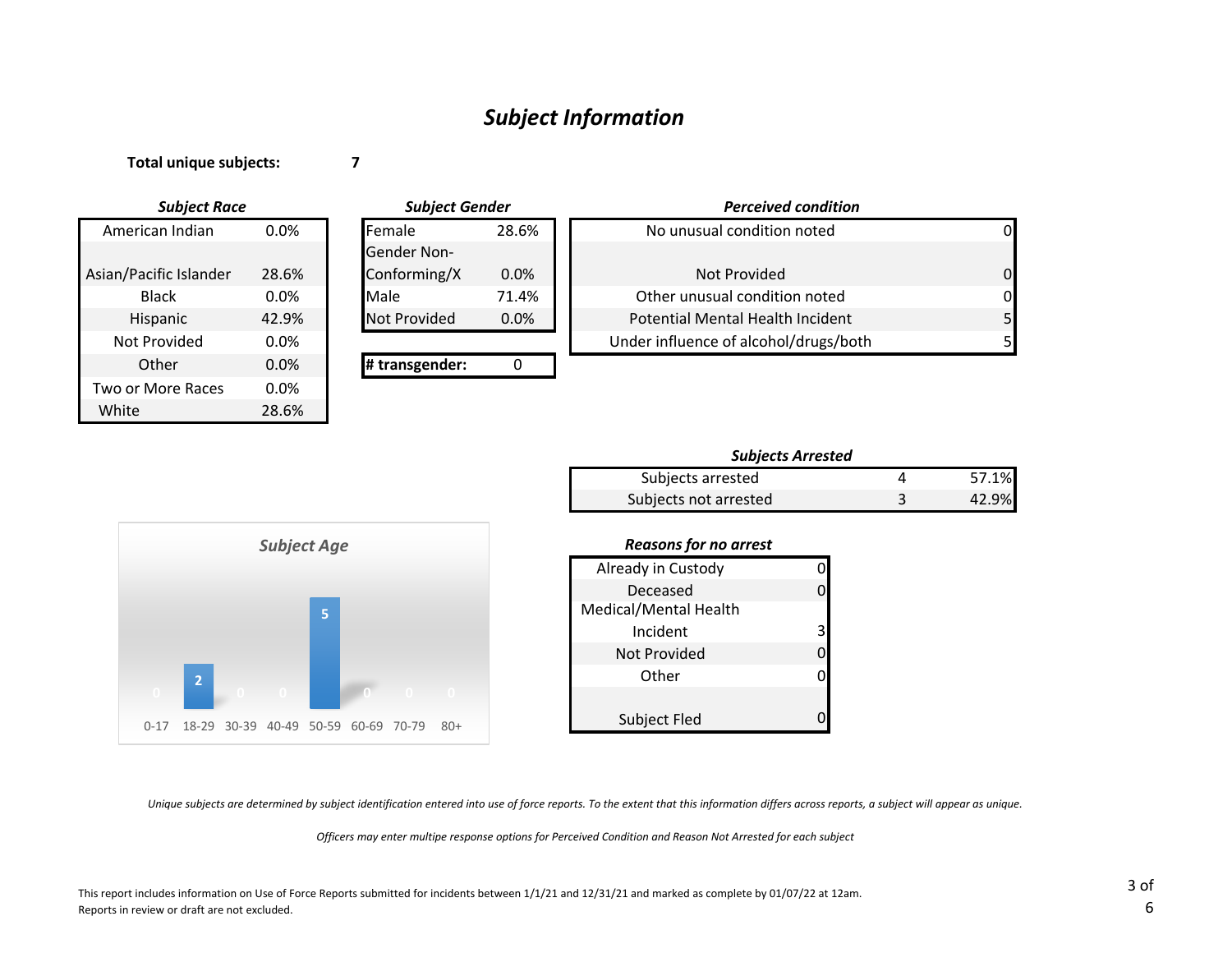# *Subject Information*

**Total unique subjects:** **7**

***Subject Race***

| | |
|---|---|
| American Indian | 0.0% |
| Asian/Pacific Islander | 28.6% |
| Black | 0.0% |
| Hispanic | 42.9% |
| Not Provided | 0.0% |
| Other | 0.0% |
| Two or More Races | 0.0% |
| White | 28.6% |

***Subject Gender***

| | |
|---|---|
| Female | 28.6% |
| Gender Non-Conforming/X | 0.0% |
| Male | 71.4% |
| Not Provided | 0.0% |

| | |
|---|---|
| **# transgender:** | 0 |

***Perceived condition***

| | |
|---|---|
| No unusual condition noted | 0 |
| Not Provided | 0 |
| Other unusual condition noted | 0 |
| Potential Mental Health Incident | 5 |
| Under influence of alcohol/drugs/both | 5 |

***Subjects Arrested***

| | | |
|---|---|---|
| Subjects arrested | 4 | 57.1% |
| Subjects not arrested | 3 | 42.9% |

***Subject Age***

| 0-17 | 18-29 | 30-39 | 40-49 | 50-59 | 60-69 | 70-79 | 80+ |
|---|---|---|---|---|---|---|---|
| 0 | 2 | 0 | 0 | 5 | 0 | 0 | 0 |

***Reasons for no arrest***

| | |
|---|---|
| Already in Custody | 0 |
| Deceased | 0 |
| Medical/Mental Health Incident | 3 |
| Not Provided | 0 |
| Other | 0 |
| Subject Fled | 0 |

*Unique subjects are determined by subject identification entered into use of force reports. To the extent that this information differs across reports, a subject will appear as unique.*

*Officers may enter multipe response options for Perceived Condition and Reason Not Arrested for each subject*

This report includes information on Use of Force Reports submitted for incidents between 1/1/21 and 12/31/21 and marked as complete by 01/07/22 at 12am.
Reports in review or draft are not excluded.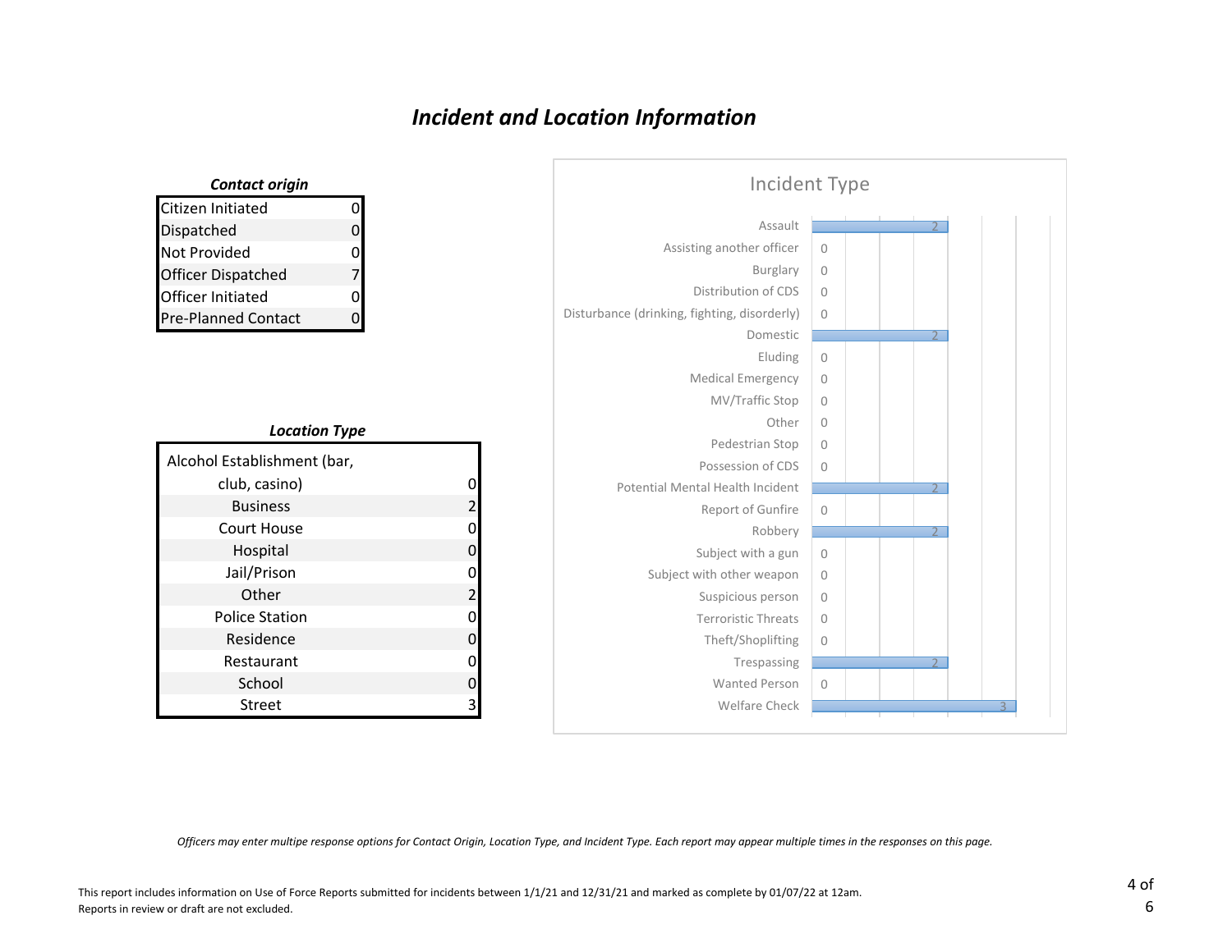# *Incident and Location Information*

***Contact origin***

| Contact origin | Count |
|---|---|
| Citizen Initiated | 0 |
| Dispatched | 0 |
| Not Provided | 0 |
| Officer Dispatched | 7 |
| Officer Initiated | 0 |
| Pre-Planned Contact | 0 |

***Location Type***

| Location Type | Count |
|---|---|
| Alcohol Establishment (bar, club, casino) | 0 |
| Business | 2 |
| Court House | 0 |
| Hospital | 0 |
| Jail/Prison | 0 |
| Other | 2 |
| Police Station | 0 |
| Residence | 0 |
| Restaurant | 0 |
| School | 0 |
| Street | 3 |

**Incident Type**

| Incident Type | Count |
|---|---|
| Assault | 2 |
| Assisting another officer | 0 |
| Burglary | 0 |
| Distribution of CDS | 0 |
| Disturbance (drinking, fighting, disorderly) | 0 |
| Domestic | 2 |
| Eluding | 0 |
| Medical Emergency | 0 |
| MV/Traffic Stop | 0 |
| Other | 0 |
| Pedestrian Stop | 0 |
| Possession of CDS | 0 |
| Potential Mental Health Incident | 2 |
| Report of Gunfire | 0 |
| Robbery | 2 |
| Subject with a gun | 0 |
| Subject with other weapon | 0 |
| Suspicious person | 0 |
| Terroristic Threats | 0 |
| Theft/Shoplifting | 0 |
| Trespassing | 2 |
| Wanted Person | 0 |
| Welfare Check | 3 |

*Officers may enter multipe response options for Contact Origin, Location Type, and Incident Type. Each report may appear multiple times in the responses on this page.*

This report includes information on Use of Force Reports submitted for incidents between 1/1/21 and 12/31/21 and marked as complete by 01/07/22 at 12am.
Reports in review or draft are not excluded.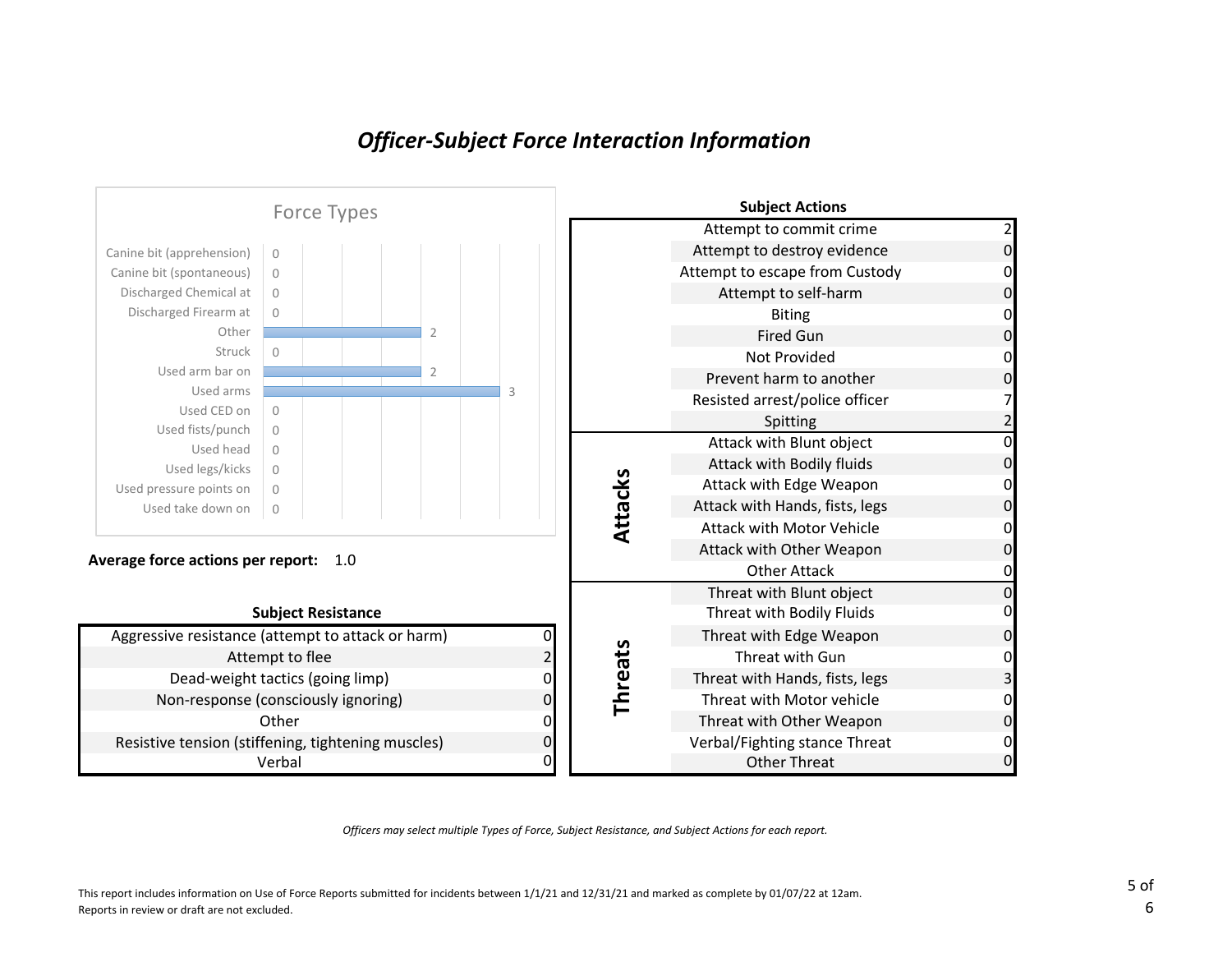## *Officer-Subject Force Interaction Information*

**Force Types**

| Force Type | Count |
|---|---|
| Canine bit (apprehension) | 0 |
| Canine bit (spontaneous) | 0 |
| Discharged Chemical at | 0 |
| Discharged Firearm at | 0 |
| Other | 2 |
| Struck | 0 |
| Used arm bar on | 2 |
| Used arms | 3 |
| Used CED on | 0 |
| Used fists/punch | 0 |
| Used head | 0 |
| Used legs/kicks | 0 |
| Used pressure points on | 0 |
| Used take down on | 0 |

**Average force actions per report:** 1.0

**Subject Resistance**

| Subject Resistance | Count |
|---|---|
| Aggressive resistance (attempt to attack or harm) | 0 |
| Attempt to flee | 2 |
| Dead-weight tactics (going limp) | 0 |
| Non-response (consciously ignoring) | 0 |
| Other | 0 |
| Resistive tension (stiffening, tightening muscles) | 0 |
| Verbal | 0 |

**Subject Actions**

| Category | Subject Action | Count |
|---|---|---|
| | Attempt to commit crime | 2 |
| | Attempt to destroy evidence | 0 |
| | Attempt to escape from Custody | 0 |
| | Attempt to self-harm | 0 |
| | Biting | 0 |
| | Fired Gun | 0 |
| | Not Provided | 0 |
| | Prevent harm to another | 0 |
| | Resisted arrest/police officer | 7 |
| | Spitting | 2 |
| Attacks | Attack with Blunt object | 0 |
| | Attack with Bodily fluids | 0 |
| | Attack with Edge Weapon | 0 |
| | Attack with Hands, fists, legs | 0 |
| | Attack with Motor Vehicle | 0 |
| | Attack with Other Weapon | 0 |
| | Other Attack | 0 |
| Threats | Threat with Blunt object | 0 |
| | Threat with Bodily Fluids | 0 |
| | Threat with Edge Weapon | 0 |
| | Threat with Gun | 0 |
| | Threat with Hands, fists, legs | 3 |
| | Threat with Motor vehicle | 0 |
| | Threat with Other Weapon | 0 |
| | Verbal/Fighting stance Threat | 0 |
| | Other Threat | 0 |

*Officers may select multiple Types of Force, Subject Resistance, and Subject Actions for each report.*

This report includes information on Use of Force Reports submitted for incidents between 1/1/21 and 12/31/21 and marked as complete by 01/07/22 at 12am.
Reports in review or draft are not excluded.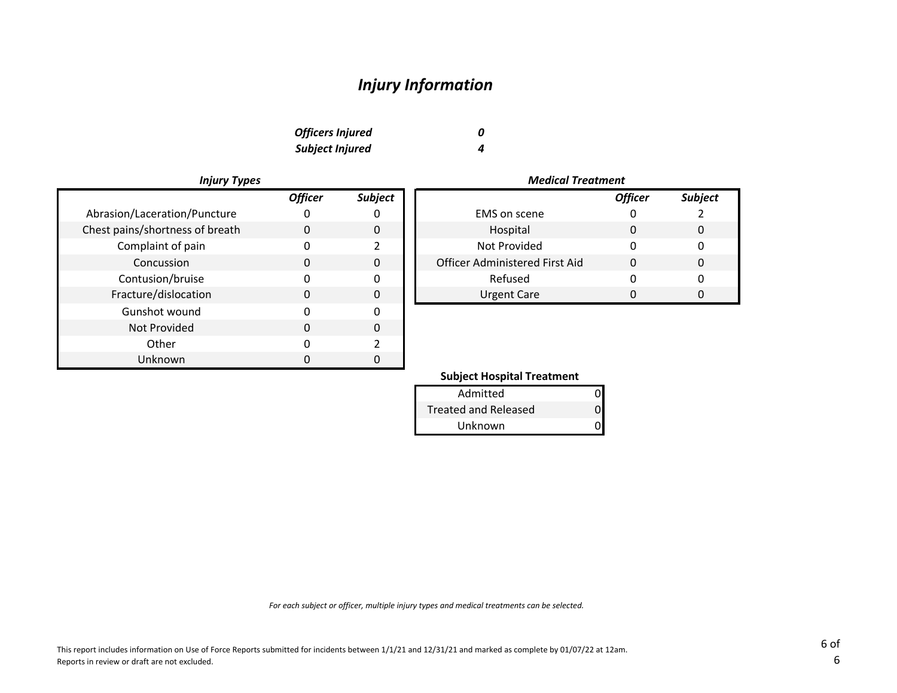# *Injury Information*

***Officers Injured*** ***0***
***Subject Injured*** ***4***

***Injury Types***

| | *Officer* | *Subject* |
|---|---|---|
| Abrasion/Laceration/Puncture | 0 | 0 |
| Chest pains/shortness of breath | 0 | 0 |
| Complaint of pain | 0 | 2 |
| Concussion | 0 | 0 |
| Contusion/bruise | 0 | 0 |
| Fracture/dislocation | 0 | 0 |
| Gunshot wound | 0 | 0 |
| Not Provided | 0 | 0 |
| Other | 0 | 2 |
| Unknown | 0 | 0 |

***Medical Treatment***

| | *Officer* | *Subject* |
|---|---|---|
| EMS on scene | 0 | 2 |
| Hospital | 0 | 0 |
| Not Provided | 0 | 0 |
| Officer Administered First Aid | 0 | 0 |
| Refused | 0 | 0 |
| Urgent Care | 0 | 0 |

**Subject Hospital Treatment**

| | |
|---|---|
| Admitted | 0 |
| Treated and Released | 0 |
| Unknown | 0 |

*For each subject or officer, multiple injury types and medical treatments can be selected.*

This report includes information on Use of Force Reports submitted for incidents between 1/1/21 and 12/31/21 and marked as complete by 01/07/22 at 12am.
Reports in review or draft are not excluded.